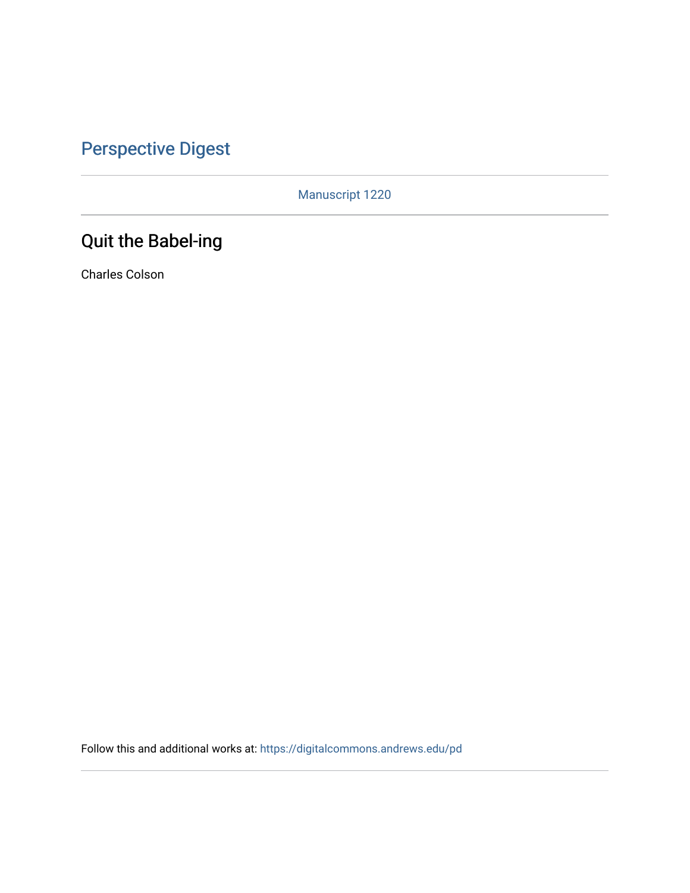Perspective Digest

Manuscript 1220

# Quit the Babel-ing

Charles Colson

Follow this and additional works at: https://digitalcommons.andrews.edu/pd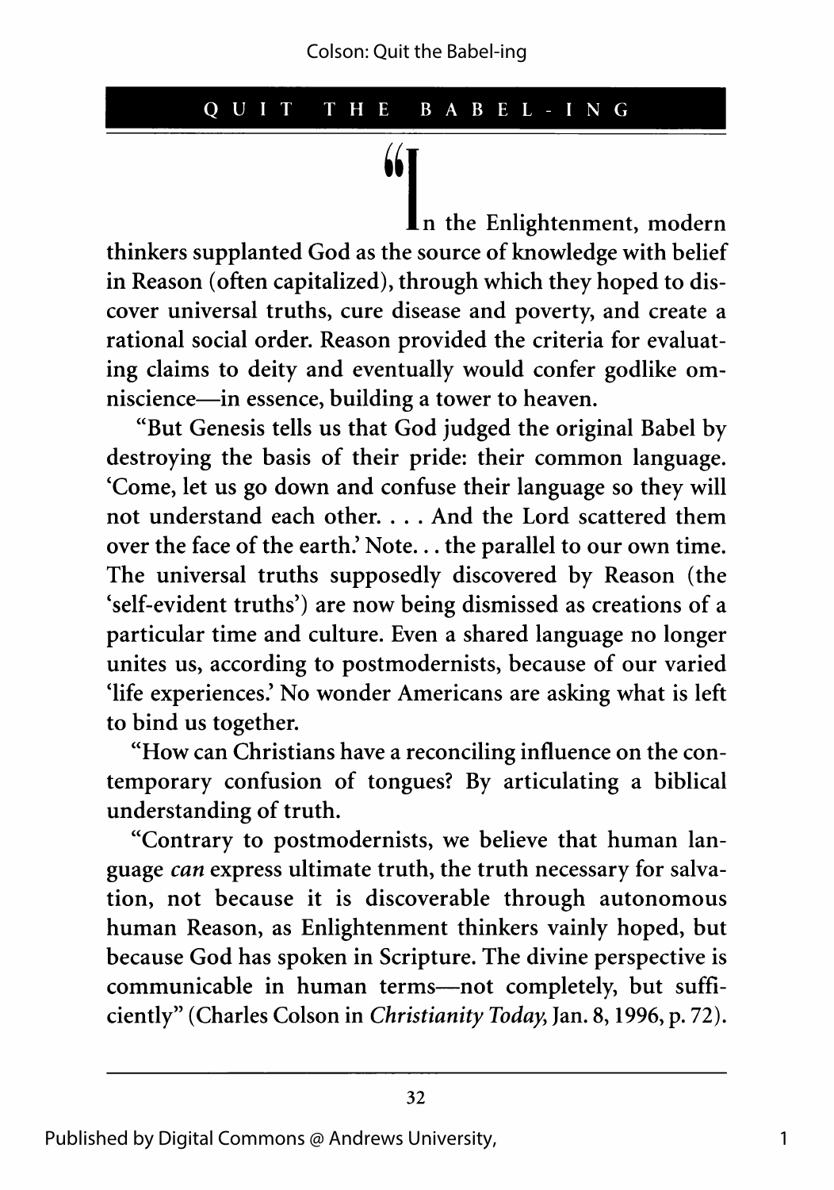## QUIT THE BABEL-ING

"In the Enlightenment, modern thinkers supplanted God as the source of knowledge with belief in Reason (often capitalized), through which they hoped to discover universal truths, cure disease and poverty, and create a rational social order. Reason provided the criteria for evaluating claims to deity and eventually would confer godlike omniscience—in essence, building a tower to heaven.

"But Genesis tells us that God judged the original Babel by destroying the basis of their pride: their common language. 'Come, let us go down and confuse their language so they will not understand each other. . . . And the Lord scattered them over the face of the earth.' Note. . . the parallel to our own time. The universal truths supposedly discovered by Reason (the 'self-evident truths') are now being dismissed as creations of a particular time and culture. Even a shared language no longer unites us, according to postmodernists, because of our varied 'life experiences.' No wonder Americans are asking what is left to bind us together.

"How can Christians have a reconciling influence on the contemporary confusion of tongues? By articulating a biblical understanding of truth.

"Contrary to postmodernists, we believe that human language *can* express ultimate truth, the truth necessary for salvation, not because it is discoverable through autonomous human Reason, as Enlightenment thinkers vainly hoped, but because God has spoken in Scripture. The divine perspective is communicable in human terms—not completely, but sufficiently" (Charles Colson in *Christianity Today*, Jan. 8, 1996, p. 72).